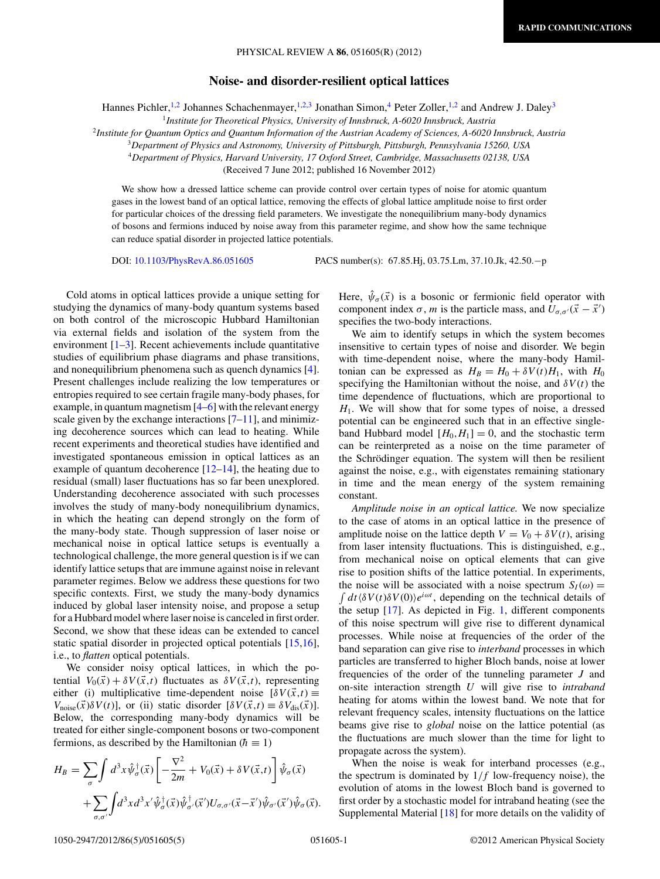# Noise- and disorder-resilient optical lattices

Hannes Pichler,[1,2] Johannes Schachenmayer,[1,2,3] Jonathan Simon,[4] Peter Zoller,[1,2] and Andrew J. Daley[3]

[1] *Institute for Theoretical Physics, University of Innsbruck, A-6020 Innsbruck, Austria*
[2] *Institute for Quantum Optics and Quantum Information of the Austrian Academy of Sciences, A-6020 Innsbruck, Austria*
[3] *Department of Physics and Astronomy, University of Pittsburgh, Pittsburgh, Pennsylvania 15260, USA*
[4] *Department of Physics, Harvard University, 17 Oxford Street, Cambridge, Massachusetts 02138, USA*

(Received 7 June 2012; published 16 November 2012)

We show how a dressed lattice scheme can provide control over certain types of noise for atomic quantum gases in the lowest band of an optical lattice, removing the effects of global lattice amplitude noise to first order for particular choices of the dressing field parameters. We investigate the nonequilibrium many-body dynamics of bosons and fermions induced by noise away from this parameter regime, and show how the same technique can reduce spatial disorder in projected lattice potentials.

DOI: 10.1103/PhysRevA.86.051605    PACS number(s): 67.85.Hj, 03.75.Lm, 37.10.Jk, 42.50.−p

Cold atoms in optical lattices provide a unique setting for studying the dynamics of many-body quantum systems based on both control of the microscopic Hubbard Hamiltonian via external fields and isolation of the system from the environment [1–3]. Recent achievements include quantitative studies of equilibrium phase diagrams and phase transitions, and nonequilibrium phenomena such as quench dynamics [4]. Present challenges include realizing the low temperatures or entropies required to see certain fragile many-body phases, for example, in quantum magnetism [4–6] with the relevant energy scale given by the exchange interactions [7–11], and minimizing decoherence sources which can lead to heating. While recent experiments and theoretical studies have identified and investigated spontaneous emission in optical lattices as an example of quantum decoherence [12–14], the heating due to residual (small) laser fluctuations has so far been unexplored. Understanding decoherence associated with such processes involves the study of many-body nonequilibrium dynamics, in which the heating can depend strongly on the form of the many-body state. Though suppression of laser noise or mechanical noise in optical lattice setups is eventually a technological challenge, the more general question is if we can identify lattice setups that are immune against noise in relevant parameter regimes. Below we address these questions for two specific contexts. First, we study the many-body dynamics induced by global laser intensity noise, and propose a setup for a Hubbard model where laser noise is canceled in first order. Second, we show that these ideas can be extended to cancel static spatial disorder in projected optical potentials [15,16], i.e., to *flatten* optical potentials.

We consider noisy optical lattices, in which the potential $V_0(\vec{x}) + \delta V(\vec{x},t)$ fluctuates as $\delta V(\vec{x},t)$, representing either (i) multiplicative time-dependent noise [$\delta V(\vec{x},t) \equiv V_{\rm noise}(\vec{x})\delta V(t)$], or (ii) static disorder [$\delta V(\vec{x},t) \equiv \delta V_{\rm dis}(\vec{x})$]. Below, the corresponding many-body dynamics will be treated for either single-component bosons or two-component fermions, as described by the Hamiltonian ($\hbar \equiv 1$)

$$H_B = \sum_\sigma \int d^3x \hat{\psi}^\dagger_\sigma(\vec{x}) \left[ -\frac{\nabla^2}{2m} + V_0(\vec{x}) + \delta V(\vec{x},t) \right] \hat{\psi}_\sigma(\vec{x}) + \sum_{\sigma,\sigma'} \int d^3x d^3x' \hat{\psi}^\dagger_\sigma(\vec{x}) \hat{\psi}^\dagger_{\sigma'}(\vec{x}') U_{\sigma,\sigma'}(\vec{x}-\vec{x}') \hat{\psi}_{\sigma'}(\vec{x}') \hat{\psi}_\sigma(\vec{x}).$$

Here, $\hat{\psi}_\sigma(\vec{x})$ is a bosonic or fermionic field operator with component index $\sigma$, $m$ is the particle mass, and $U_{\sigma,\sigma'}(\vec{x}-\vec{x}')$ specifies the two-body interactions.

We aim to identify setups in which the system becomes insensitive to certain types of noise and disorder. We begin with time-dependent noise, where the many-body Hamiltonian can be expressed as $H_B = H_0 + \delta V(t) H_1$, with $H_0$ specifying the Hamiltonian without the noise, and $\delta V(t)$ the time dependence of fluctuations, which are proportional to $H_1$. We will show that for some types of noise, a dressed potential can be engineered such that in an effective single-band Hubbard model $[H_0, H_1] = 0$, and the stochastic term can be reinterpreted as a noise on the time parameter of the Schrödinger equation. The system will then be resilient against the noise, e.g., with eigenstates remaining stationary in time and the mean energy of the system remaining constant.

*Amplitude noise in an optical lattice.* We now specialize to the case of atoms in an optical lattice in the presence of amplitude noise on the lattice depth $V = V_0 + \delta V(t)$, arising from laser intensity fluctuations. This is distinguished, e.g., from mechanical noise on optical elements that can give rise to position shifts of the lattice potential. In experiments, the noise will be associated with a noise spectrum $S_I(\omega) = \int dt \langle \delta V(t) \delta V(0) \rangle e^{i\omega t}$, depending on the technical details of the setup [17]. As depicted in Fig. 1, different components of this noise spectrum will give rise to different dynamical processes. While noise at frequencies of the order of the band separation can give rise to *interband* processes in which particles are transferred to higher Bloch bands, noise at lower frequencies of the order of the tunneling parameter $J$ and on-site interaction strength $U$ will give rise to *intraband* heating for atoms within the lowest band. We note that for relevant frequency scales, intensity fluctuations on the lattice beams give rise to *global* noise on the lattice potential (as the fluctuations are much slower than the time for light to propagate across the system).

When the noise is weak for interband processes (e.g., the spectrum is dominated by $1/f$ low-frequency noise), the evolution of atoms in the lowest Bloch band is governed to first order by a stochastic model for intraband heating (see the Supplemental Material [18] for more details on the validity of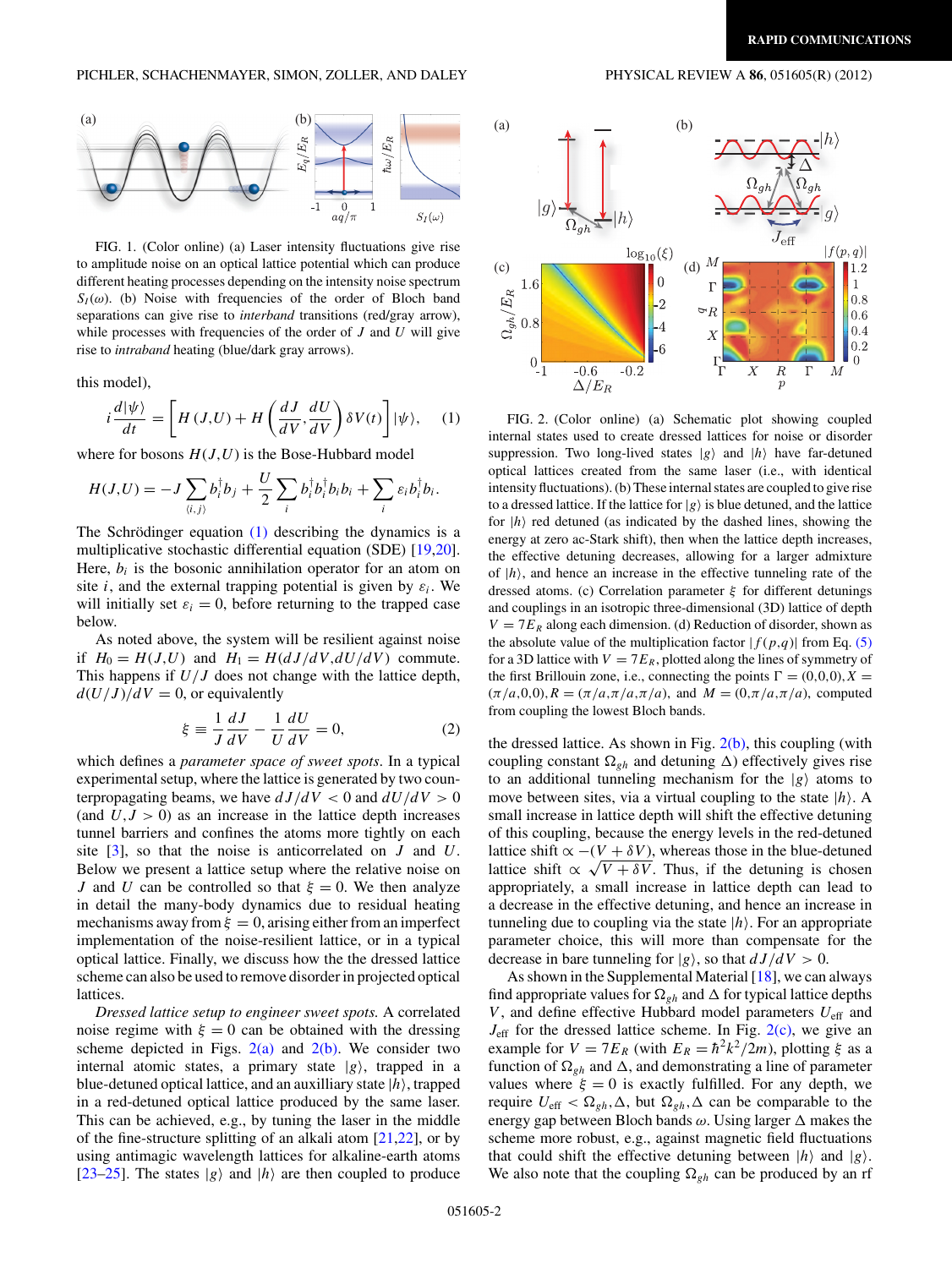FIG. 1. (Color online) (a) Laser intensity fluctuations give rise to amplitude noise on an optical lattice potential which can produce different heating processes depending on the intensity noise spectrum $S_I(\omega)$. (b) Noise with frequencies of the order of Bloch band separations can give rise to *interband* transitions (red/gray arrow), while processes with frequencies of the order of $J$ and $U$ will give rise to *intraband* heating (blue/dark gray arrows).

this model),

$$i\frac{d|\psi\rangle}{dt} = \left[H(J,U) + H\left(\frac{dJ}{dV},\frac{dU}{dV}\right)\delta V(t)\right]|\psi\rangle, \quad (1)$$

where for bosons $H(J,U)$ is the Bose-Hubbard model

$$H(J,U) = -J\sum_{\langle i,j\rangle} b_i^\dagger b_j + \frac{U}{2}\sum_i b_i^\dagger b_i^\dagger b_i b_i + \sum_i \varepsilon_i b_i^\dagger b_i.$$

The Schrödinger equation (1) describing the dynamics is a multiplicative stochastic differential equation (SDE) [19,20]. Here, $b_i$ is the bosonic annihilation operator for an atom on site $i$, and the external trapping potential is given by $\varepsilon_i$. We will initially set $\varepsilon_i = 0$, before returning to the trapped case below.

As noted above, the system will be resilient against noise if $H_0 = H(J,U)$ and $H_1 = H(dJ/dV, dU/dV)$ commute. This happens if $U/J$ does not change with the lattice depth, $d(U/J)/dV = 0$, or equivalently

$$\xi \equiv \frac{1}{J}\frac{dJ}{dV} - \frac{1}{U}\frac{dU}{dV} = 0, \quad (2)$$

which defines a *parameter space of sweet spots*. In a typical experimental setup, where the lattice is generated by two counterpropagating beams, we have $dJ/dV < 0$ and $dU/dV > 0$ (and $U,J > 0$) as an increase in the lattice depth increases tunnel barriers and confines the atoms more tightly on each site [3], so that the noise is anticorrelated on $J$ and $U$. Below we present a lattice setup where the relative noise on $J$ and $U$ can be controlled so that $\xi = 0$. We then analyze in detail the many-body dynamics due to residual heating mechanisms away from $\xi = 0$, arising either from an imperfect implementation of the noise-resilient lattice, or in a typical optical lattice. Finally, we discuss how the the dressed lattice scheme can also be used to remove disorder in projected optical lattices.

*Dressed lattice setup to engineer sweet spots.* A correlated noise regime with $\xi = 0$ can be obtained with the dressing scheme depicted in Figs. 2(a) and 2(b). We consider two internal atomic states, a primary state $|g\rangle$, trapped in a blue-detuned optical lattice, and an auxilliary state $|h\rangle$, trapped in a red-detuned optical lattice produced by the same laser. This can be achieved, e.g., by tuning the laser in the middle of the fine-structure splitting of an alkali atom [21,22], or by using antimagic wavelength lattices for alkaline-earth atoms [23–25]. The states $|g\rangle$ and $|h\rangle$ are then coupled to produce the dressed lattice. As shown in Fig. 2(b), this coupling (with coupling constant $\Omega_{gh}$ and detuning $\Delta$) effectively gives rise to an additional tunneling mechanism for the $|g\rangle$ atoms to move between sites, via a virtual coupling to the state $|h\rangle$. A small increase in lattice depth will shift the effective detuning of this coupling, because the energy levels in the red-detuned lattice shift $\propto -(V + \delta V)$, whereas those in the blue-detuned lattice shift $\propto \sqrt{V + \delta V}$. Thus, if the detuning is chosen appropriately, a small increase in lattice depth can lead to a decrease in the effective detuning, and hence an increase in tunneling due to coupling via the state $|h\rangle$. For an appropriate parameter choice, this will more than compensate for the decrease in bare tunneling for $|g\rangle$, so that $dJ/dV > 0$.

As shown in the Supplemental Material [18], we can always find appropriate values for $\Omega_{gh}$ and $\Delta$ for typical lattice depths $V$, and define effective Hubbard model parameters $U_{\rm eff}$ and $J_{\rm eff}$ for the dressed lattice scheme. In Fig. 2(c), we give an example for $V = 7E_R$ (with $E_R = \hbar^2k^2/2m$), plotting $\xi$ as a function of $\Omega_{gh}$ and $\Delta$, and demonstrating a line of parameter values where $\xi = 0$ is exactly fulfilled. For any depth, we require $U_{\rm eff} < \Omega_{gh},\Delta$, but $\Omega_{gh},\Delta$ can be comparable to the energy gap between Bloch bands $\omega$. Using larger $\Delta$ makes the scheme more robust, e.g., against magnetic field fluctuations that could shift the effective detuning between $|h\rangle$ and $|g\rangle$. We also note that the coupling $\Omega_{gh}$ can be produced by an rf

FIG. 2. (Color online) (a) Schematic plot showing coupled internal states used to create dressed lattices for noise or disorder suppression. Two long-lived states $|g\rangle$ and $|h\rangle$ have far-detuned optical lattices created from the same laser (i.e., with identical intensity fluctuations). (b) These internal states are coupled to give rise to a dressed lattice. If the lattice for $|g\rangle$ is blue detuned, and the lattice for $|h\rangle$ red detuned (as indicated by the dashed lines, showing the energy at zero ac-Stark shift), then when the lattice depth increases, the effective detuning decreases, allowing for a larger admixture of $|h\rangle$, and hence an increase in the effective tunneling rate of the dressed atoms. (c) Correlation parameter $\xi$ for different detunings and couplings in an isotropic three-dimensional (3D) lattice of depth $V = 7E_R$ along each dimension. (d) Reduction of disorder, shown as the absolute value of the multiplication factor $|f(p,q)|$ from Eq. (5) for a 3D lattice with $V = 7E_R$, plotted along the lines of symmetry of the first Brillouin zone, i.e., connecting the points $\Gamma = (0,0,0), X = (\pi/a,0,0), R = (\pi/a,\pi/a,\pi/a)$, and $M = (0,\pi/a,\pi/a)$, computed from coupling the lowest Bloch bands.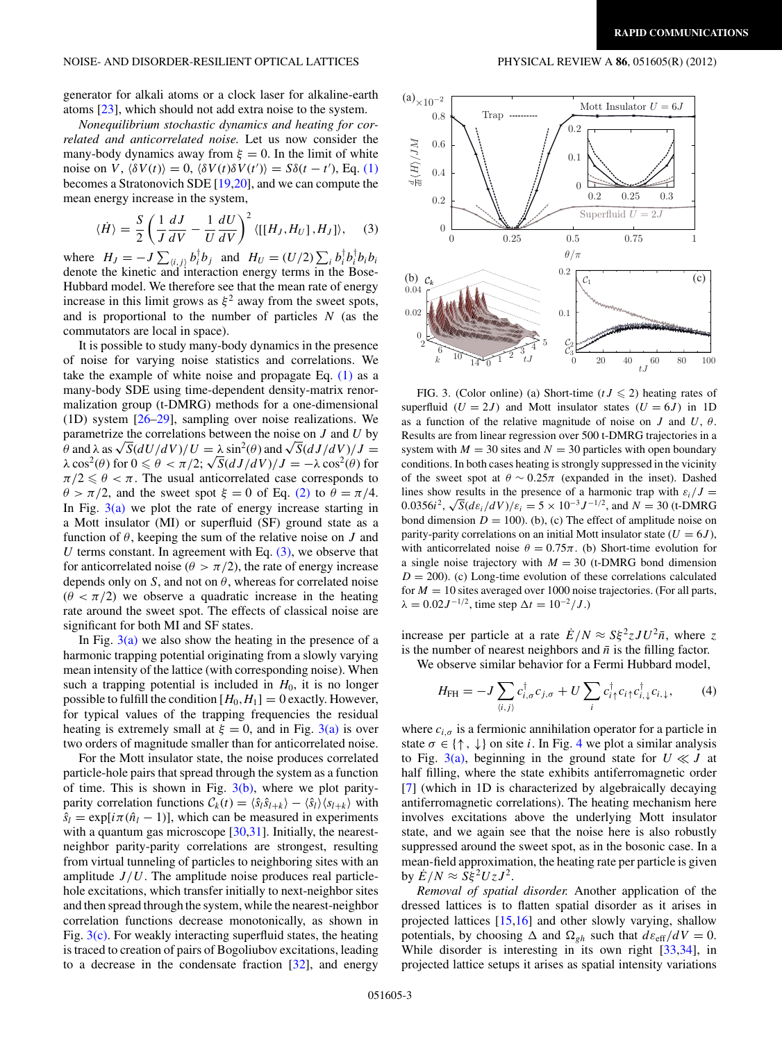generator for alkali atoms or a clock laser for alkaline-earth atoms [23], which should not add extra noise to the system.

*Nonequilibrium stochastic dynamics and heating for correlated and anticorrelated noise.* Let us now consider the many-body dynamics away from $\xi = 0$. In the limit of white noise on $V$, $\langle \delta V(t) \rangle = 0$, $\langle \delta V(t) \delta V(t') \rangle = S\delta(t - t')$, Eq. (1) becomes a Stratonovich SDE [19,20], and we can compute the mean energy increase in the system,

$$\langle \dot{H} \rangle = \frac{S}{2} \left( \frac{1}{J}\frac{dJ}{dV} - \frac{1}{U}\frac{dU}{dV} \right)^2 \langle [[H_J, H_U], H_J] \rangle, \qquad (3)$$

where $H_J = -J \sum_{\langle i,j \rangle} b_i^\dagger b_j$ and $H_U = (U/2) \sum_i b_i^\dagger b_i^\dagger b_i b_i$ denote the kinetic and interaction energy terms in the Bose-Hubbard model. We therefore see that the mean rate of energy increase in this limit grows as $\xi^2$ away from the sweet spots, and is proportional to the number of particles $N$ (as the commutators are local in space).

It is possible to study many-body dynamics in the presence of noise for varying noise statistics and correlations. We take the example of white noise and propagate Eq. (1) as a many-body SDE using time-dependent density-matrix renormalization group (t-DMRG) methods for a one-dimensional (1D) system [26–29], sampling over noise realizations. We parametrize the correlations between the noise on $J$ and $U$ by $\theta$ and $\lambda$ as $\sqrt{S}(dU/dV)/U = \lambda \sin^2(\theta)$ and $\sqrt{S}(dJ/dV)/J = \lambda \cos^2(\theta)$ for $0 \leqslant \theta < \pi/2$; $\sqrt{S}(dJ/dV)/J = -\lambda \cos^2(\theta)$ for $\pi/2 \leqslant \theta < \pi$. The usual anticorrelated case corresponds to $\theta > \pi/2$, and the sweet spot $\xi = 0$ of Eq. (2) to $\theta = \pi/4$. In Fig. 3(a) we plot the rate of energy increase starting in a Mott insulator (MI) or superfluid (SF) ground state as a function of $\theta$, keeping the sum of the relative noise on $J$ and $U$ terms constant. In agreement with Eq. (3), we observe that for anticorrelated noise ($\theta > \pi/2$), the rate of energy increase depends only on $S$, and not on $\theta$, whereas for correlated noise ($\theta < \pi/2$) we observe a quadratic increase in the heating rate around the sweet spot. The effects of classical noise are significant for both MI and SF states.

In Fig. 3(a) we also show the heating in the presence of a harmonic trapping potential originating from a slowly varying mean intensity of the lattice (with corresponding noise). When such a trapping potential is included in $H_0$, it is no longer possible to fulfill the condition $[H_0, H_1] = 0$ exactly. However, for typical values of the trapping frequencies the residual heating is extremely small at $\xi = 0$, and in Fig. 3(a) is over two orders of magnitude smaller than for anticorrelated noise.

For the Mott insulator state, the noise produces correlated particle-hole pairs that spread through the system as a function of time. This is shown in Fig. 3(b), where we plot parity-parity correlation functions $\mathcal{C}_k(t) = \langle \hat{s}_l \hat{s}_{l+k} \rangle - \langle \hat{s}_l \rangle \langle s_{l+k} \rangle$ with $\hat{s}_l = \exp[i\pi(\hat{n}_l - 1)]$, which can be measured in experiments with a quantum gas microscope [30,31]. Initially, the nearest-neighbor parity-parity correlations are strongest, resulting from virtual tunneling of particles to neighboring sites with an amplitude $J/U$. The amplitude noise produces real particle-hole excitations, which transfer initially to next-neighbor sites and then spread through the system, while the nearest-neighbor correlation functions decrease monotonically, as shown in Fig. 3(c). For weakly interacting superfluid states, the heating is traced to creation of pairs of Bogoliubov excitations, leading to a decrease in the condensate fraction [32], and energy increase per particle at a rate $\dot{E}/N \approx S\xi^2 zJU^2\bar{n}$, where $z$ is the number of nearest neighbors and $\bar{n}$ is the filling factor.

FIG. 3. (Color online) (a) Short-time ($tJ \leqslant 2$) heating rates of superfluid ($U = 2J$) and Mott insulator states ($U = 6J$) in 1D as a function of the relative magnitude of noise on $J$ and $U$, $\theta$. Results are from linear regression over 500 t-DMRG trajectories in a system with $M = 30$ sites and $N = 30$ particles with open boundary conditions. In both cases heating is strongly suppressed in the vicinity of the sweet spot at $\theta \sim 0.25\pi$ (expanded in the inset). Dashed lines show results in the presence of a harmonic trap with $\varepsilon_i/J = 0.0356 i^2$, $\sqrt{S}(d\varepsilon_i/dV)/\varepsilon_i = 5 \times 10^{-3} J^{-1/2}$, and $N = 30$ (t-DMRG bond dimension $D = 100$). (b), (c) The effect of amplitude noise on parity-parity correlations on an initial Mott insulator state ($U = 6J$), with anticorrelated noise $\theta = 0.75\pi$. (b) Short-time evolution for a single noise trajectory with $M = 30$ (t-DMRG bond dimension $D = 200$). (c) Long-time evolution of these correlations calculated for $M = 10$ sites averaged over 1000 noise trajectories. (For all parts, $\lambda = 0.02 J^{-1/2}$, time step $\Delta t = 10^{-2}/J$.)

We observe similar behavior for a Fermi Hubbard model,

$$H_{\rm FH} = -J \sum_{\langle i,j \rangle} c_{i,\sigma}^\dagger c_{j,\sigma} + U \sum_i c_{i\uparrow}^\dagger c_{i\uparrow} c_{i,\downarrow}^\dagger c_{i,\downarrow}, \qquad (4)$$

where $c_{i,\sigma}$ is a fermionic annihilation operator for a particle in state $\sigma \in \{\uparrow, \downarrow\}$ on site $i$. In Fig. 4 we plot a similar analysis to Fig. 3(a), beginning in the ground state for $U \ll J$ at half filling, where the state exhibits antiferromagnetic order [7] (which in 1D is characterized by algebraically decaying antiferromagnetic correlations). The heating mechanism here involves excitations above the underlying Mott insulator state, and we again see that the noise here is also robustly suppressed around the sweet spot, as in the bosonic case. In a mean-field approximation, the heating rate per particle is given by $\dot{E}/N \approx S\xi^2 UzJ^2$.

*Removal of spatial disorder.* Another application of the dressed lattices is to flatten spatial disorder as it arises in projected lattices [15,16] and other slowly varying, shallow potentials, by choosing $\Delta$ and $\Omega_{gh}$ such that $d\varepsilon_{\rm eff}/dV = 0$. While disorder is interesting in its own right [33,34], in projected lattice setups it arises as spatial intensity variations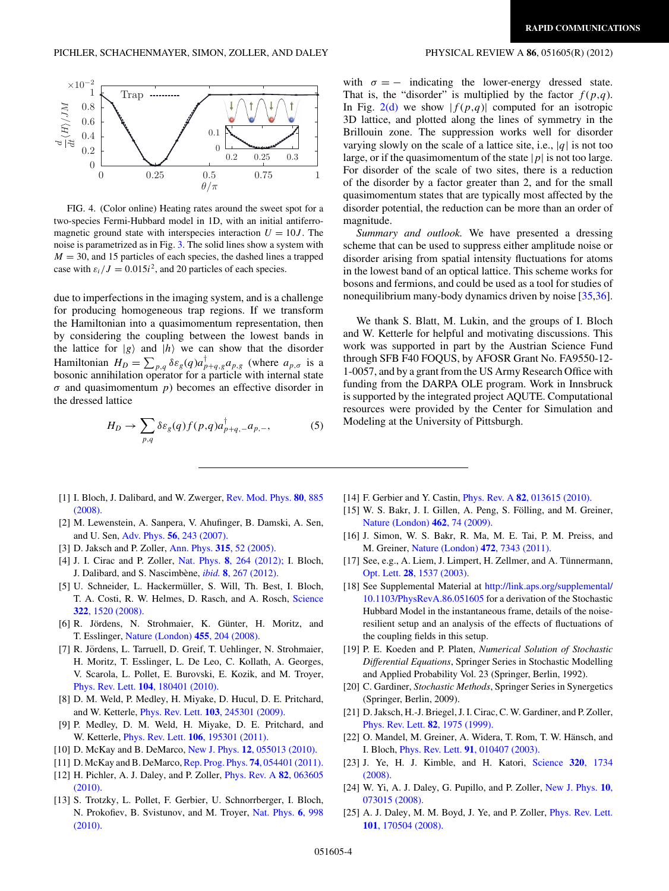FIG. 4. (Color online) Heating rates around the sweet spot for a two-species Fermi-Hubbard model in 1D, with an initial antiferromagnetic ground state with interspecies interaction $U = 10J$. The noise is parametrized as in Fig. 3. The solid lines show a system with $M = 30$, and 15 particles of each species, the dashed lines a trapped case with $\varepsilon_i/J = 0.015i^2$, and 20 particles of each species.

due to imperfections in the imaging system, and is a challenge for producing homogeneous trap regions. If we transform the Hamiltonian into a quasimomentum representation, then by considering the coupling between the lowest bands in the lattice for $|g\rangle$ and $|h\rangle$ we can show that the disorder Hamiltonian $H_D = \sum_{p,q} \delta\varepsilon_g(q) a^\dagger_{p+q,g} a_{p,g}$ (where $a_{p,\sigma}$ is a bosonic annihilation operator for a particle with internal state $\sigma$ and quasimomentum $p$) becomes an effective disorder in the dressed lattice

$$H_D \rightarrow \sum_{p,q} \delta\varepsilon_g(q) f(p,q) a^\dagger_{p+q,-} a_{p,-}, \tag{5}$$

with $\sigma = -$ indicating the lower-energy dressed state. That is, the "disorder" is multiplied by the factor $f(p,q)$. In Fig. 2(d) we show $|f(p,q)|$ computed for an isotropic 3D lattice, and plotted along the lines of symmetry in the Brillouin zone. The suppression works well for disorder varying slowly on the scale of a lattice site, i.e., $|q|$ is not too large, or if the quasimomentum of the state $|p|$ is not too large. For disorder of the scale of two sites, there is a reduction of the disorder by a factor greater than 2, and for the small quasimomentum states that are typically most affected by the disorder potential, the reduction can be more than an order of magnitude.

*Summary and outlook.* We have presented a dressing scheme that can be used to suppress either amplitude noise or disorder arising from spatial intensity fluctuations for atoms in the lowest band of an optical lattice. This scheme works for bosons and fermions, and could be used as a tool for studies of nonequilibrium many-body dynamics driven by noise [35,36].

We thank S. Blatt, M. Lukin, and the groups of I. Bloch and W. Ketterle for helpful and motivating discussions. This work was supported in part by the Austrian Science Fund through SFB F40 FOQUS, by AFOSR Grant No. FA9550-12-1-0057, and by a grant from the US Army Research Office with funding from the DARPA OLE program. Work in Innsbruck is supported by the integrated project AQUTE. Computational resources were provided by the Center for Simulation and Modeling at the University of Pittsburgh.

---

[1] I. Bloch, J. Dalibard, and W. Zwerger, Rev. Mod. Phys. **80**, 885 (2008).

[2] M. Lewenstein, A. Sanpera, V. Ahufinger, B. Damski, A. Sen, and U. Sen, Adv. Phys. **56**, 243 (2007).

[3] D. Jaksch and P. Zoller, Ann. Phys. **315**, 52 (2005).

[4] J. I. Cirac and P. Zoller, Nat. Phys. **8**, 264 (2012); I. Bloch, J. Dalibard, and S. Nascimbène, *ibid.* **8**, 267 (2012).

[5] U. Schneider, L. Hackermüller, S. Will, Th. Best, I. Bloch, T. A. Costi, R. W. Helmes, D. Rasch, and A. Rosch, Science **322**, 1520 (2008).

[6] R. Jördens, N. Strohmaier, K. Günter, H. Moritz, and T. Esslinger, Nature (London) **455**, 204 (2008).

[7] R. Jördens, L. Tarruell, D. Greif, T. Uehlinger, N. Strohmaier, H. Moritz, T. Esslinger, L. De Leo, C. Kollath, A. Georges, V. Scarola, L. Pollet, E. Burovski, E. Kozik, and M. Troyer, Phys. Rev. Lett. **104**, 180401 (2010).

[8] D. M. Weld, P. Medley, H. Miyake, D. Hucul, D. E. Pritchard, and W. Ketterle, Phys. Rev. Lett. **103**, 245301 (2009).

[9] P. Medley, D. M. Weld, H. Miyake, D. E. Pritchard, and W. Ketterle, Phys. Rev. Lett. **106**, 195301 (2011).

[10] D. McKay and B. DeMarco, New J. Phys. **12**, 055013 (2010).

[11] D. McKay and B. DeMarco, Rep. Prog. Phys. **74**, 054401 (2011).

[12] H. Pichler, A. J. Daley, and P. Zoller, Phys. Rev. A **82**, 063605 (2010).

[13] S. Trotzky, L. Pollet, F. Gerbier, U. Schnorrberger, I. Bloch, N. Prokofiev, B. Svistunov, and M. Troyer, Nat. Phys. **6**, 998 (2010).

[14] F. Gerbier and Y. Castin, Phys. Rev. A **82**, 013615 (2010).

[15] W. S. Bakr, J. I. Gillen, A. Peng, S. Fölling, and M. Greiner, Nature (London) **462**, 74 (2009).

[16] J. Simon, W. S. Bakr, R. Ma, M. E. Tai, P. M. Preiss, and M. Greiner, Nature (London) **472**, 7343 (2011).

[17] See, e.g., A. Liem, J. Limpert, H. Zellmer, and A. Tünnermann, Opt. Lett. **28**, 1537 (2003).

[18] See Supplemental Material at http://link.aps.org/supplemental/10.1103/PhysRevA.86.051605 for a derivation of the Stochastic Hubbard Model in the instantaneous frame, details of the noise-resilient setup and an analysis of the effects of fluctuations of the coupling fields in this setup.

[19] P. E. Koeden and P. Platen, *Numerical Solution of Stochastic Differential Equations*, Springer Series in Stochastic Modelling and Applied Probability Vol. 23 (Springer, Berlin, 1992).

[20] C. Gardiner, *Stochastic Methods*, Springer Series in Synergetics (Springer, Berlin, 2009).

[21] D. Jaksch, H.-J. Briegel, J. I. Cirac, C. W. Gardiner, and P. Zoller, Phys. Rev. Lett. **82**, 1975 (1999).

[22] O. Mandel, M. Greiner, A. Widera, T. Rom, T. W. Hänsch, and I. Bloch, Phys. Rev. Lett. **91**, 010407 (2003).

[23] J. Ye, H. J. Kimble, and H. Katori, Science **320**, 1734 (2008).

[24] W. Yi, A. J. Daley, G. Pupillo, and P. Zoller, New J. Phys. **10**, 073015 (2008).

[25] A. J. Daley, M. M. Boyd, J. Ye, and P. Zoller, Phys. Rev. Lett. **101**, 170504 (2008).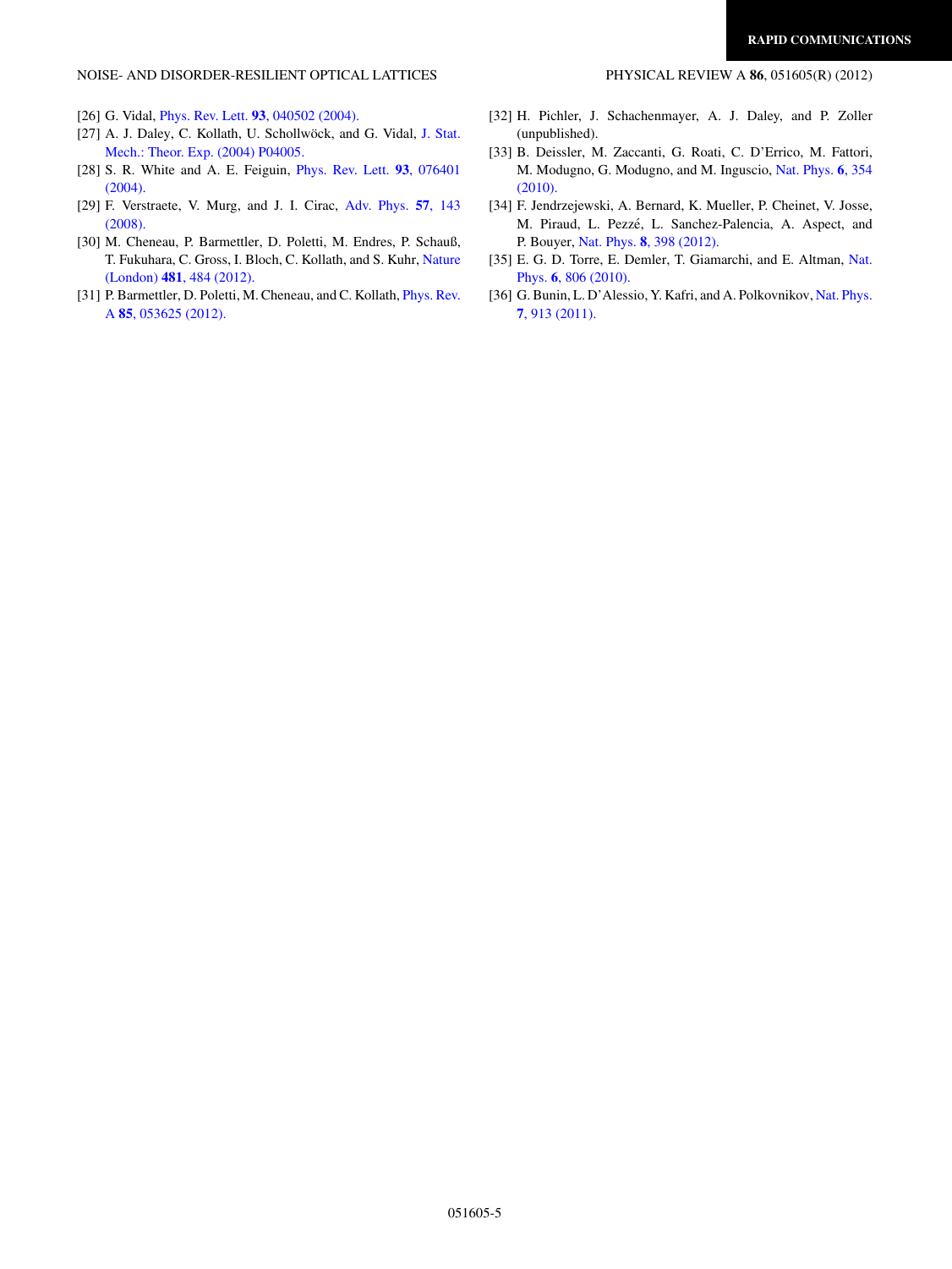[26] G. Vidal, Phys. Rev. Lett. **93**, 040502 (2004).

[27] A. J. Daley, C. Kollath, U. Schollwöck, and G. Vidal, J. Stat. Mech.: Theor. Exp. (2004) P04005.

[28] S. R. White and A. E. Feiguin, Phys. Rev. Lett. **93**, 076401 (2004).

[29] F. Verstraete, V. Murg, and J. I. Cirac, Adv. Phys. **57**, 143 (2008).

[30] M. Cheneau, P. Barmettler, D. Poletti, M. Endres, P. Schauß, T. Fukuhara, C. Gross, I. Bloch, C. Kollath, and S. Kuhr, Nature (London) **481**, 484 (2012).

[31] P. Barmettler, D. Poletti, M. Cheneau, and C. Kollath, Phys. Rev. A **85**, 053625 (2012).

[32] H. Pichler, J. Schachenmayer, A. J. Daley, and P. Zoller (unpublished).

[33] B. Deissler, M. Zaccanti, G. Roati, C. D'Errico, M. Fattori, M. Modugno, G. Modugno, and M. Inguscio, Nat. Phys. **6**, 354 (2010).

[34] F. Jendrzejewski, A. Bernard, K. Mueller, P. Cheinet, V. Josse, M. Piraud, L. Pezzé, L. Sanchez-Palencia, A. Aspect, and P. Bouyer, Nat. Phys. **8**, 398 (2012).

[35] E. G. D. Torre, E. Demler, T. Giamarchi, and E. Altman, Nat. Phys. **6**, 806 (2010).

[36] G. Bunin, L. D'Alessio, Y. Kafri, and A. Polkovnikov, Nat. Phys. **7**, 913 (2011).